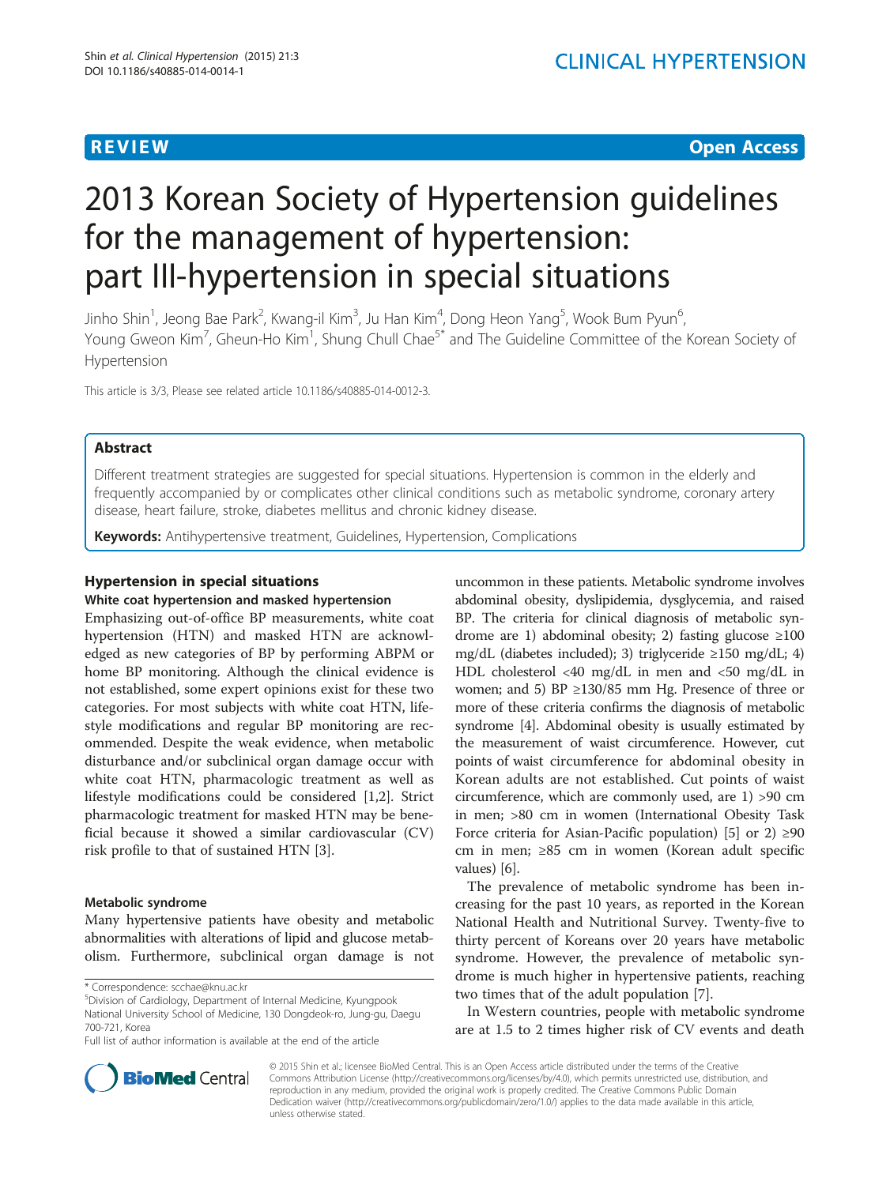**REVIEW** **Open Access**

# 2013 Korean Society of Hypertension guidelines for the management of hypertension: part III-hypertension in special situations

Jinho Shin[1], Jeong Bae Park[2], Kwang-il Kim[3], Ju Han Kim[4], Dong Heon Yang[5], Wook Bum Pyun[6], Young Gweon Kim[7], Gheun-Ho Kim[1], Shung Chull Chae[5*] and The Guideline Committee of the Korean Society of Hypertension

This article is 3/3, Please see related article 10.1186/s40885-014-0012-3.

## Abstract

Different treatment strategies are suggested for special situations. Hypertension is common in the elderly and frequently accompanied by or complicates other clinical conditions such as metabolic syndrome, coronary artery disease, heart failure, stroke, diabetes mellitus and chronic kidney disease.

**Keywords:** Antihypertensive treatment, Guidelines, Hypertension, Complications

## Hypertension in special situations

### White coat hypertension and masked hypertension

Emphasizing out-of-office BP measurements, white coat hypertension (HTN) and masked HTN are acknowledged as new categories of BP by performing ABPM or home BP monitoring. Although the clinical evidence is not established, some expert opinions exist for these two categories. For most subjects with white coat HTN, lifestyle modifications and regular BP monitoring are recommended. Despite the weak evidence, when metabolic disturbance and/or subclinical organ damage occur with white coat HTN, pharmacologic treatment as well as lifestyle modifications could be considered [1,2]. Strict pharmacologic treatment for masked HTN may be beneficial because it showed a similar cardiovascular (CV) risk profile to that of sustained HTN [3].

### Metabolic syndrome

Many hypertensive patients have obesity and metabolic abnormalities with alterations of lipid and glucose metabolism. Furthermore, subclinical organ damage is not uncommon in these patients. Metabolic syndrome involves abdominal obesity, dyslipidemia, dysglycemia, and raised BP. The criteria for clinical diagnosis of metabolic syndrome are 1) abdominal obesity; 2) fasting glucose ≥100 mg/dL (diabetes included); 3) triglyceride ≥150 mg/dL; 4) HDL cholesterol <40 mg/dL in men and <50 mg/dL in women; and 5) BP ≥130/85 mm Hg. Presence of three or more of these criteria confirms the diagnosis of metabolic syndrome [4]. Abdominal obesity is usually estimated by the measurement of waist circumference. However, cut points of waist circumference for abdominal obesity in Korean adults are not established. Cut points of waist circumference, which are commonly used, are 1) >90 cm in men; >80 cm in women (International Obesity Task Force criteria for Asian-Pacific population) [5] or 2) ≥90 cm in men; ≥85 cm in women (Korean adult specific values) [6].

The prevalence of metabolic syndrome has been increasing for the past 10 years, as reported in the Korean National Health and Nutritional Survey. Twenty-five to thirty percent of Koreans over 20 years have metabolic syndrome. However, the prevalence of metabolic syndrome is much higher in hypertensive patients, reaching two times that of the adult population [7].

In Western countries, people with metabolic syndrome are at 1.5 to 2 times higher risk of CV events and death

\* Correspondence: scchae@knu.ac.kr
[5]Division of Cardiology, Department of Internal Medicine, Kyungpook National University School of Medicine, 130 Dongdeok-ro, Jung-gu, Daegu 700-721, Korea
Full list of author information is available at the end of the article

© 2015 Shin et al.; licensee BioMed Central. This is an Open Access article distributed under the terms of the Creative Commons Attribution License (http://creativecommons.org/licenses/by/4.0), which permits unrestricted use, distribution, and reproduction in any medium, provided the original work is properly credited. The Creative Commons Public Domain Dedication waiver (http://creativecommons.org/publicdomain/zero/1.0/) applies to the data made available in this article, unless otherwise stated.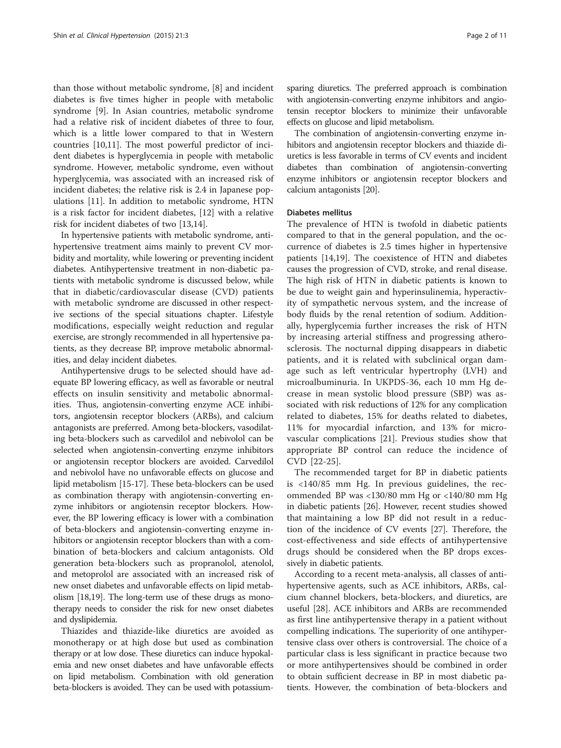than those without metabolic syndrome, [8] and incident diabetes is five times higher in people with metabolic syndrome [9]. In Asian countries, metabolic syndrome had a relative risk of incident diabetes of three to four, which is a little lower compared to that in Western countries [10,11]. The most powerful predictor of incident diabetes is hyperglycemia in people with metabolic syndrome. However, metabolic syndrome, even without hyperglycemia, was associated with an increased risk of incident diabetes; the relative risk is 2.4 in Japanese populations [11]. In addition to metabolic syndrome, HTN is a risk factor for incident diabetes, [12] with a relative risk for incident diabetes of two [13,14].

In hypertensive patients with metabolic syndrome, antihypertensive treatment aims mainly to prevent CV morbidity and mortality, while lowering or preventing incident diabetes. Antihypertensive treatment in non-diabetic patients with metabolic syndrome is discussed below, while that in diabetic/cardiovascular disease (CVD) patients with metabolic syndrome are discussed in other respective sections of the special situations chapter. Lifestyle modifications, especially weight reduction and regular exercise, are strongly recommended in all hypertensive patients, as they decrease BP, improve metabolic abnormalities, and delay incident diabetes.

Antihypertensive drugs to be selected should have adequate BP lowering efficacy, as well as favorable or neutral effects on insulin sensitivity and metabolic abnormalities. Thus, angiotensin-converting enzyme ACE inhibitors, angiotensin receptor blockers (ARBs), and calcium antagonists are preferred. Among beta-blockers, vasodilating beta-blockers such as carvedilol and nebivolol can be selected when angiotensin-converting enzyme inhibitors or angiotensin receptor blockers are avoided. Carvedilol and nebivolol have no unfavorable effects on glucose and lipid metabolism [15-17]. These beta-blockers can be used as combination therapy with angiotensin-converting enzyme inhibitors or angiotensin receptor blockers. However, the BP lowering efficacy is lower with a combination of beta-blockers and angiotensin-converting enzyme inhibitors or angiotensin receptor blockers than with a combination of beta-blockers and calcium antagonists. Old generation beta-blockers such as propranolol, atenolol, and metoprolol are associated with an increased risk of new onset diabetes and unfavorable effects on lipid metabolism [18,19]. The long-term use of these drugs as monotherapy needs to consider the risk for new onset diabetes and dyslipidemia.

Thiazides and thiazide-like diuretics are avoided as monotherapy or at high dose but used as combination therapy or at low dose. These diuretics can induce hypokalemia and new onset diabetes and have unfavorable effects on lipid metabolism. Combination with old generation beta-blockers is avoided. They can be used with potassium-sparing diuretics. The preferred approach is combination with angiotensin-converting enzyme inhibitors and angiotensin receptor blockers to minimize their unfavorable effects on glucose and lipid metabolism.

The combination of angiotensin-converting enzyme inhibitors and angiotensin receptor blockers and thiazide diuretics is less favorable in terms of CV events and incident diabetes than combination of angiotensin-converting enzyme inhibitors or angiotensin receptor blockers and calcium antagonists [20].

#### Diabetes mellitus

The prevalence of HTN is twofold in diabetic patients compared to that in the general population, and the occurrence of diabetes is 2.5 times higher in hypertensive patients [14,19]. The coexistence of HTN and diabetes causes the progression of CVD, stroke, and renal disease. The high risk of HTN in diabetic patients is known to be due to weight gain and hyperinsulinemia, hyperactivity of sympathetic nervous system, and the increase of body fluids by the renal retention of sodium. Additionally, hyperglycemia further increases the risk of HTN by increasing arterial stiffness and progressing atherosclerosis. The nocturnal dipping disappears in diabetic patients, and it is related with subclinical organ damage such as left ventricular hypertrophy (LVH) and microalbuminuria. In UKPDS-36, each 10 mm Hg decrease in mean systolic blood pressure (SBP) was associated with risk reductions of 12% for any complication related to diabetes, 15% for deaths related to diabetes, 11% for myocardial infarction, and 13% for microvascular complications [21]. Previous studies show that appropriate BP control can reduce the incidence of CVD [22-25].

The recommended target for BP in diabetic patients is <140/85 mm Hg. In previous guidelines, the recommended BP was <130/80 mm Hg or <140/80 mm Hg in diabetic patients [26]. However, recent studies showed that maintaining a low BP did not result in a reduction of the incidence of CV events [27]. Therefore, the cost-effectiveness and side effects of antihypertensive drugs should be considered when the BP drops excessively in diabetic patients.

According to a recent meta-analysis, all classes of antihypertensive agents, such as ACE inhibitors, ARBs, calcium channel blockers, beta-blockers, and diuretics, are useful [28]. ACE inhibitors and ARBs are recommended as first line antihypertensive therapy in a patient without compelling indications. The superiority of one antihypertensive class over others is controversial. The choice of a particular class is less significant in practice because two or more antihypertensives should be combined in order to obtain sufficient decrease in BP in most diabetic patients. However, the combination of beta-blockers and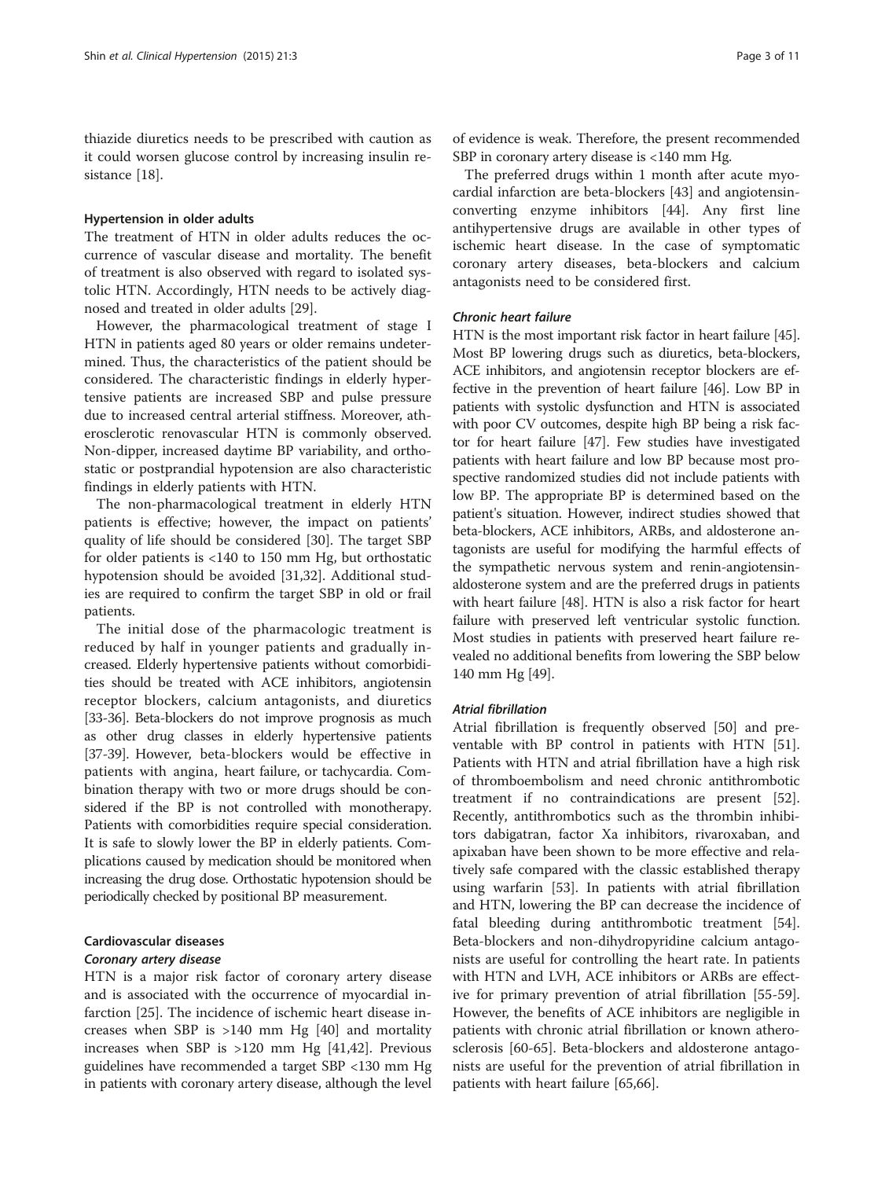thiazide diuretics needs to be prescribed with caution as it could worsen glucose control by increasing insulin resistance [18].

### Hypertension in older adults

The treatment of HTN in older adults reduces the occurrence of vascular disease and mortality. The benefit of treatment is also observed with regard to isolated systolic HTN. Accordingly, HTN needs to be actively diagnosed and treated in older adults [29].

However, the pharmacological treatment of stage I HTN in patients aged 80 years or older remains undetermined. Thus, the characteristics of the patient should be considered. The characteristic findings in elderly hypertensive patients are increased SBP and pulse pressure due to increased central arterial stiffness. Moreover, atherosclerotic renovascular HTN is commonly observed. Non-dipper, increased daytime BP variability, and orthostatic or postprandial hypotension are also characteristic findings in elderly patients with HTN.

The non-pharmacological treatment in elderly HTN patients is effective; however, the impact on patients' quality of life should be considered [30]. The target SBP for older patients is <140 to 150 mm Hg, but orthostatic hypotension should be avoided [31,32]. Additional studies are required to confirm the target SBP in old or frail patients.

The initial dose of the pharmacologic treatment is reduced by half in younger patients and gradually increased. Elderly hypertensive patients without comorbidities should be treated with ACE inhibitors, angiotensin receptor blockers, calcium antagonists, and diuretics [33-36]. Beta-blockers do not improve prognosis as much as other drug classes in elderly hypertensive patients [37-39]. However, beta-blockers would be effective in patients with angina, heart failure, or tachycardia. Combination therapy with two or more drugs should be considered if the BP is not controlled with monotherapy. Patients with comorbidities require special consideration. It is safe to slowly lower the BP in elderly patients. Complications caused by medication should be monitored when increasing the drug dose. Orthostatic hypotension should be periodically checked by positional BP measurement.

### Cardiovascular diseases

#### *Coronary artery disease*

HTN is a major risk factor of coronary artery disease and is associated with the occurrence of myocardial infarction [25]. The incidence of ischemic heart disease increases when SBP is >140 mm Hg [40] and mortality increases when SBP is >120 mm Hg [41,42]. Previous guidelines have recommended a target SBP <130 mm Hg in patients with coronary artery disease, although the level of evidence is weak. Therefore, the present recommended SBP in coronary artery disease is <140 mm Hg.

The preferred drugs within 1 month after acute myocardial infarction are beta-blockers [43] and angiotensin-converting enzyme inhibitors [44]. Any first line antihypertensive drugs are available in other types of ischemic heart disease. In the case of symptomatic coronary artery diseases, beta-blockers and calcium antagonists need to be considered first.

#### *Chronic heart failure*

HTN is the most important risk factor in heart failure [45]. Most BP lowering drugs such as diuretics, beta-blockers, ACE inhibitors, and angiotensin receptor blockers are effective in the prevention of heart failure [46]. Low BP in patients with systolic dysfunction and HTN is associated with poor CV outcomes, despite high BP being a risk factor for heart failure [47]. Few studies have investigated patients with heart failure and low BP because most prospective randomized studies did not include patients with low BP. The appropriate BP is determined based on the patient's situation. However, indirect studies showed that beta-blockers, ACE inhibitors, ARBs, and aldosterone antagonists are useful for modifying the harmful effects of the sympathetic nervous system and renin-angiotensin-aldosterone system and are the preferred drugs in patients with heart failure [48]. HTN is also a risk factor for heart failure with preserved left ventricular systolic function. Most studies in patients with preserved heart failure revealed no additional benefits from lowering the SBP below 140 mm Hg [49].

#### *Atrial fibrillation*

Atrial fibrillation is frequently observed [50] and preventable with BP control in patients with HTN [51]. Patients with HTN and atrial fibrillation have a high risk of thromboembolism and need chronic antithrombotic treatment if no contraindications are present [52]. Recently, antithrombotics such as the thrombin inhibitors dabigatran, factor Xa inhibitors, rivaroxaban, and apixaban have been shown to be more effective and relatively safe compared with the classic established therapy using warfarin [53]. In patients with atrial fibrillation and HTN, lowering the BP can decrease the incidence of fatal bleeding during antithrombotic treatment [54]. Beta-blockers and non-dihydropyridine calcium antagonists are useful for controlling the heart rate. In patients with HTN and LVH, ACE inhibitors or ARBs are effective for primary prevention of atrial fibrillation [55-59]. However, the benefits of ACE inhibitors are negligible in patients with chronic atrial fibrillation or known atherosclerosis [60-65]. Beta-blockers and aldosterone antagonists are useful for the prevention of atrial fibrillation in patients with heart failure [65,66].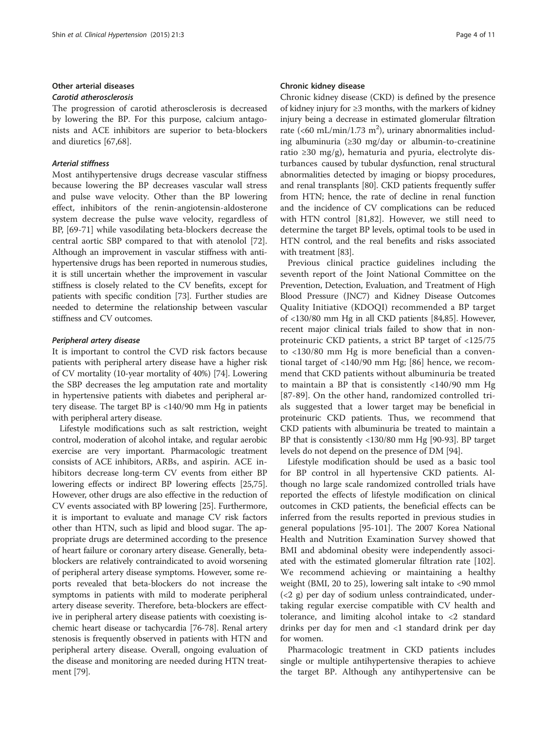## Other arterial diseases

### *Carotid atherosclerosis*

The progression of carotid atherosclerosis is decreased by lowering the BP. For this purpose, calcium antagonists and ACE inhibitors are superior to beta-blockers and diuretics [67,68].

### *Arterial stiffness*

Most antihypertensive drugs decrease vascular stiffness because lowering the BP decreases vascular wall stress and pulse wave velocity. Other than the BP lowering effect, inhibitors of the renin-angiotensin-aldosterone system decrease the pulse wave velocity, regardless of BP, [69-71] while vasodilating beta-blockers decrease the central aortic SBP compared to that with atenolol [72]. Although an improvement in vascular stiffness with antihypertensive drugs has been reported in numerous studies, it is still uncertain whether the improvement in vascular stiffness is closely related to the CV benefits, except for patients with specific condition [73]. Further studies are needed to determine the relationship between vascular stiffness and CV outcomes.

### *Peripheral artery disease*

It is important to control the CVD risk factors because patients with peripheral artery disease have a higher risk of CV mortality (10-year mortality of 40%) [74]. Lowering the SBP decreases the leg amputation rate and mortality in hypertensive patients with diabetes and peripheral artery disease. The target BP is <140/90 mm Hg in patients with peripheral artery disease.

Lifestyle modifications such as salt restriction, weight control, moderation of alcohol intake, and regular aerobic exercise are very important. Pharmacologic treatment consists of ACE inhibitors, ARBs, and aspirin. ACE inhibitors decrease long-term CV events from either BP lowering effects or indirect BP lowering effects [25,75]. However, other drugs are also effective in the reduction of CV events associated with BP lowering [25]. Furthermore, it is important to evaluate and manage CV risk factors other than HTN, such as lipid and blood sugar. The appropriate drugs are determined according to the presence of heart failure or coronary artery disease. Generally, beta-blockers are relatively contraindicated to avoid worsening of peripheral artery disease symptoms. However, some reports revealed that beta-blockers do not increase the symptoms in patients with mild to moderate peripheral artery disease severity. Therefore, beta-blockers are effective in peripheral artery disease patients with coexisting ischemic heart disease or tachycardia [76-78]. Renal artery stenosis is frequently observed in patients with HTN and peripheral artery disease. Overall, ongoing evaluation of the disease and monitoring are needed during HTN treatment [79].

## Chronic kidney disease

Chronic kidney disease (CKD) is defined by the presence of kidney injury for ≥3 months, with the markers of kidney injury being a decrease in estimated glomerular filtration rate (<60 mL/min/1.73 $m^2$), urinary abnormalities including albuminuria (≥30 mg/day or albumin-to-creatinine ratio ≥30 mg/g), hematuria and pyuria, electrolyte disturbances caused by tubular dysfunction, renal structural abnormalities detected by imaging or biopsy procedures, and renal transplants [80]. CKD patients frequently suffer from HTN; hence, the rate of decline in renal function and the incidence of CV complications can be reduced with HTN control [81,82]. However, we still need to determine the target BP levels, optimal tools to be used in HTN control, and the real benefits and risks associated with treatment [83].

Previous clinical practice guidelines including the seventh report of the Joint National Committee on the Prevention, Detection, Evaluation, and Treatment of High Blood Pressure (JNC7) and Kidney Disease Outcomes Quality Initiative (KDOQI) recommended a BP target of <130/80 mm Hg in all CKD patients [84,85]. However, recent major clinical trials failed to show that in non-proteinuric CKD patients, a strict BP target of <125/75 to <130/80 mm Hg is more beneficial than a conventional target of <140/90 mm Hg; [86] hence, we recommend that CKD patients without albuminuria be treated to maintain a BP that is consistently <140/90 mm Hg [87-89]. On the other hand, randomized controlled trials suggested that a lower target may be beneficial in proteinuric CKD patients. Thus, we recommend that CKD patients with albuminuria be treated to maintain a BP that is consistently <130/80 mm Hg [90-93]. BP target levels do not depend on the presence of DM [94].

Lifestyle modification should be used as a basic tool for BP control in all hypertensive CKD patients. Although no large scale randomized controlled trials have reported the effects of lifestyle modification on clinical outcomes in CKD patients, the beneficial effects can be inferred from the results reported in previous studies in general populations [95-101]. The 2007 Korea National Health and Nutrition Examination Survey showed that BMI and abdominal obesity were independently associated with the estimated glomerular filtration rate [102]. We recommend achieving or maintaining a healthy weight (BMI, 20 to 25), lowering salt intake to <90 mmol (<2 g) per day of sodium unless contraindicated, undertaking regular exercise compatible with CV health and tolerance, and limiting alcohol intake to <2 standard drinks per day for men and <1 standard drink per day for women.

Pharmacologic treatment in CKD patients includes single or multiple antihypertensive therapies to achieve the target BP. Although any antihypertensive can be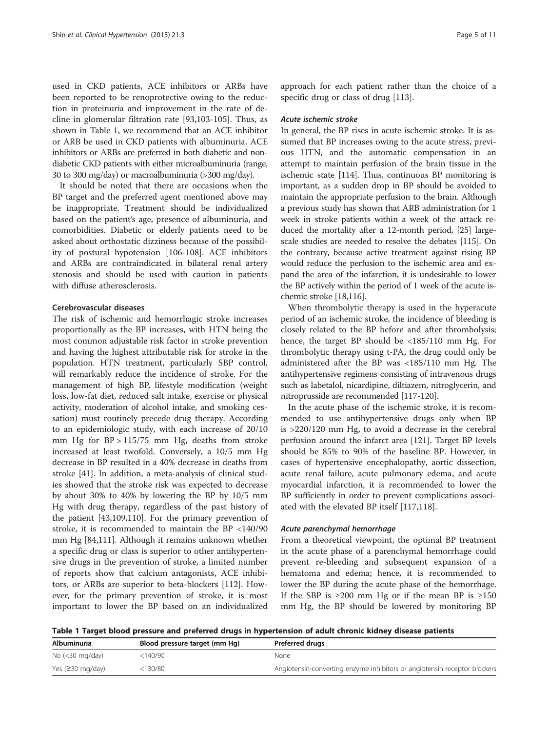used in CKD patients, ACE inhibitors or ARBs have been reported to be renoprotective owing to the reduction in proteinuria and improvement in the rate of decline in glomerular filtration rate [93,103-105]. Thus, as shown in Table 1, we recommend that an ACE inhibitor or ARB be used in CKD patients with albuminuria. ACE inhibitors or ARBs are preferred in both diabetic and nondiabetic CKD patients with either microalbuminuria (range, 30 to 300 mg/day) or macroalbuminuria (>300 mg/day).

It should be noted that there are occasions when the BP target and the preferred agent mentioned above may be inappropriate. Treatment should be individualized based on the patient's age, presence of albuminuria, and comorbidities. Diabetic or elderly patients need to be asked about orthostatic dizziness because of the possibility of postural hypotension [106-108]. ACE inhibitors and ARBs are contraindicated in bilateral renal artery stenosis and should be used with caution in patients with diffuse atherosclerosis.

#### Cerebrovascular diseases

The risk of ischemic and hemorrhagic stroke increases proportionally as the BP increases, with HTN being the most common adjustable risk factor in stroke prevention and having the highest attributable risk for stroke in the population. HTN treatment, particularly SBP control, will remarkably reduce the incidence of stroke. For the management of high BP, lifestyle modification (weight loss, low-fat diet, reduced salt intake, exercise or physical activity, moderation of alcohol intake, and smoking cessation) must routinely precede drug therapy. According to an epidemiologic study, with each increase of 20/10 mm Hg for BP > 115/75 mm Hg, deaths from stroke increased at least twofold. Conversely, a 10/5 mm Hg decrease in BP resulted in a 40% decrease in deaths from stroke [41]. In addition, a meta-analysis of clinical studies showed that the stroke risk was expected to decrease by about 30% to 40% by lowering the BP by 10/5 mm Hg with drug therapy, regardless of the past history of the patient [43,109,110]. For the primary prevention of stroke, it is recommended to maintain the BP <140/90 mm Hg [84,111]. Although it remains unknown whether a specific drug or class is superior to other antihypertensive drugs in the prevention of stroke, a limited number of reports show that calcium antagonists, ACE inhibitors, or ARBs are superior to beta-blockers [112]. However, for the primary prevention of stroke, it is most important to lower the BP based on an individualized approach for each patient rather than the choice of a specific drug or class of drug [113].

##### *Acute ischemic stroke*

In general, the BP rises in acute ischemic stroke. It is assumed that BP increases owing to the acute stress, previous HTN, and the automatic compensation in an attempt to maintain perfusion of the brain tissue in the ischemic state [114]. Thus, continuous BP monitoring is important, as a sudden drop in BP should be avoided to maintain the appropriate perfusion to the brain. Although a previous study has shown that ARB administration for 1 week in stroke patients within a week of the attack reduced the mortality after a 12-month period, [25] large-scale studies are needed to resolve the debates [115]. On the contrary, because active treatment against rising BP would reduce the perfusion to the ischemic area and expand the area of the infarction, it is undesirable to lower the BP actively within the period of 1 week of the acute ischemic stroke [18,116].

When thrombolytic therapy is used in the hyperacute period of an ischemic stroke, the incidence of bleeding is closely related to the BP before and after thrombolysis; hence, the target BP should be <185/110 mm Hg. For thrombolytic therapy using t-PA, the drug could only be administered after the BP was <185/110 mm Hg. The antihypertensive regimens consisting of intravenous drugs such as labetalol, nicardipine, diltiazem, nitroglycerin, and nitroprusside are recommended [117-120].

In the acute phase of the ischemic stroke, it is recommended to use antihypertensive drugs only when BP is >220/120 mm Hg, to avoid a decrease in the cerebral perfusion around the infarct area [121]. Target BP levels should be 85% to 90% of the baseline BP. However, in cases of hypertensive encephalopathy, aortic dissection, acute renal failure, acute pulmonary edema, and acute myocardial infarction, it is recommended to lower the BP sufficiently in order to prevent complications associated with the elevated BP itself [117,118].

##### *Acute parenchymal hemorrhage*

From a theoretical viewpoint, the optimal BP treatment in the acute phase of a parenchymal hemorrhage could prevent re-bleeding and subsequent expansion of a hematoma and edema; hence, it is recommended to lower the BP during the acute phase of the hemorrhage. If the SBP is ≥200 mm Hg or if the mean BP is ≥150 mm Hg, the BP should be lowered by monitoring BP

**Table 1 Target blood pressure and preferred drugs in hypertension of adult chronic kidney disease patients**

| Albuminuria | Blood pressure target (mm Hg) | Preferred drugs |
|---|---|---|
| No (<30 mg/day) | <140/90 | None |
| Yes (≥30 mg/day) | <130/80 | Angiotensin-converting enzyme inhibitors or angiotensin receptor blockers |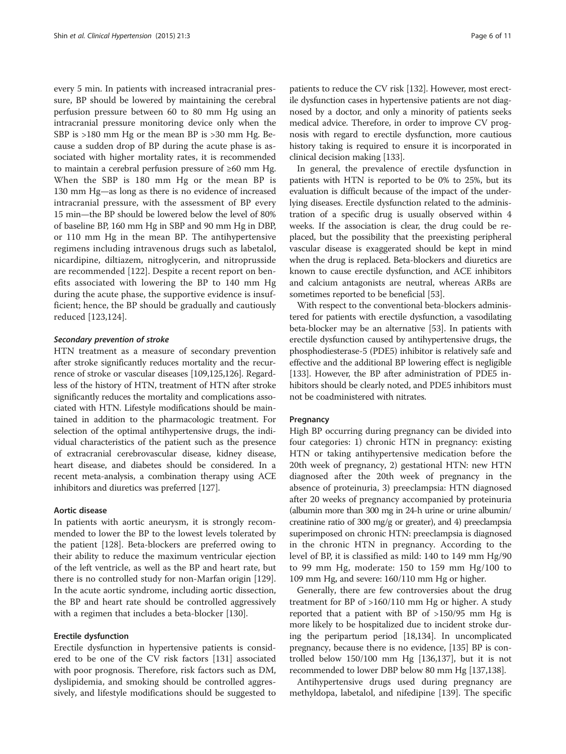every 5 min. In patients with increased intracranial pressure, BP should be lowered by maintaining the cerebral perfusion pressure between 60 to 80 mm Hg using an intracranial pressure monitoring device only when the SBP is >180 mm Hg or the mean BP is >30 mm Hg. Because a sudden drop of BP during the acute phase is associated with higher mortality rates, it is recommended to maintain a cerebral perfusion pressure of ≥60 mm Hg. When the SBP is 180 mm Hg or the mean BP is 130 mm Hg—as long as there is no evidence of increased intracranial pressure, with the assessment of BP every 15 min—the BP should be lowered below the level of 80% of baseline BP, 160 mm Hg in SBP and 90 mm Hg in DBP, or 110 mm Hg in the mean BP. The antihypertensive regimens including intravenous drugs such as labetalol, nicardipine, diltiazem, nitroglycerin, and nitroprusside are recommended [122]. Despite a recent report on benefits associated with lowering the BP to 140 mm Hg during the acute phase, the supportive evidence is insufficient; hence, the BP should be gradually and cautiously reduced [123,124].

#### *Secondary prevention of stroke*

HTN treatment as a measure of secondary prevention after stroke significantly reduces mortality and the recurrence of stroke or vascular diseases [109,125,126]. Regardless of the history of HTN, treatment of HTN after stroke significantly reduces the mortality and complications associated with HTN. Lifestyle modifications should be maintained in addition to the pharmacologic treatment. For selection of the optimal antihypertensive drugs, the individual characteristics of the patient such as the presence of extracranial cerebrovascular disease, kidney disease, heart disease, and diabetes should be considered. In a recent meta-analysis, a combination therapy using ACE inhibitors and diuretics was preferred [127].

### Aortic disease

In patients with aortic aneurysm, it is strongly recommended to lower the BP to the lowest levels tolerated by the patient [128]. Beta-blockers are preferred owing to their ability to reduce the maximum ventricular ejection of the left ventricle, as well as the BP and heart rate, but there is no controlled study for non-Marfan origin [129]. In the acute aortic syndrome, including aortic dissection, the BP and heart rate should be controlled aggressively with a regimen that includes a beta-blocker [130].

### Erectile dysfunction

Erectile dysfunction in hypertensive patients is considered to be one of the CV risk factors [131] associated with poor prognosis. Therefore, risk factors such as DM, dyslipidemia, and smoking should be controlled aggressively, and lifestyle modifications should be suggested to patients to reduce the CV risk [132]. However, most erectile dysfunction cases in hypertensive patients are not diagnosed by a doctor, and only a minority of patients seeks medical advice. Therefore, in order to improve CV prognosis with regard to erectile dysfunction, more cautious history taking is required to ensure it is incorporated in clinical decision making [133].

In general, the prevalence of erectile dysfunction in patients with HTN is reported to be 0% to 25%, but its evaluation is difficult because of the impact of the underlying diseases. Erectile dysfunction related to the administration of a specific drug is usually observed within 4 weeks. If the association is clear, the drug could be replaced, but the possibility that the preexisting peripheral vascular disease is exaggerated should be kept in mind when the drug is replaced. Beta-blockers and diuretics are known to cause erectile dysfunction, and ACE inhibitors and calcium antagonists are neutral, whereas ARBs are sometimes reported to be beneficial [53].

With respect to the conventional beta-blockers administered for patients with erectile dysfunction, a vasodilating beta-blocker may be an alternative [53]. In patients with erectile dysfunction caused by antihypertensive drugs, the phosphodiesterase-5 (PDE5) inhibitor is relatively safe and effective and the additional BP lowering effect is negligible [133]. However, the BP after administration of PDE5 inhibitors should be clearly noted, and PDE5 inhibitors must not be coadministered with nitrates.

### Pregnancy

High BP occurring during pregnancy can be divided into four categories: 1) chronic HTN in pregnancy: existing HTN or taking antihypertensive medication before the 20th week of pregnancy, 2) gestational HTN: new HTN diagnosed after the 20th week of pregnancy in the absence of proteinuria, 3) preeclampsia: HTN diagnosed after 20 weeks of pregnancy accompanied by proteinuria (albumin more than 300 mg in 24-h urine or urine albumin/creatinine ratio of 300 mg/g or greater), and 4) preeclampsia superimposed on chronic HTN: preeclampsia is diagnosed in the chronic HTN in pregnancy. According to the level of BP, it is classified as mild: 140 to 149 mm Hg/90 to 99 mm Hg, moderate: 150 to 159 mm Hg/100 to 109 mm Hg, and severe: 160/110 mm Hg or higher.

Generally, there are few controversies about the drug treatment for BP of >160/110 mm Hg or higher. A study reported that a patient with BP of >150/95 mm Hg is more likely to be hospitalized due to incident stroke during the peripartum period [18,134]. In uncomplicated pregnancy, because there is no evidence, [135] BP is controlled below 150/100 mm Hg [136,137], but it is not recommended to lower DBP below 80 mm Hg [137,138].

Antihypertensive drugs used during pregnancy are methyldopa, labetalol, and nifedipine [139]. The specific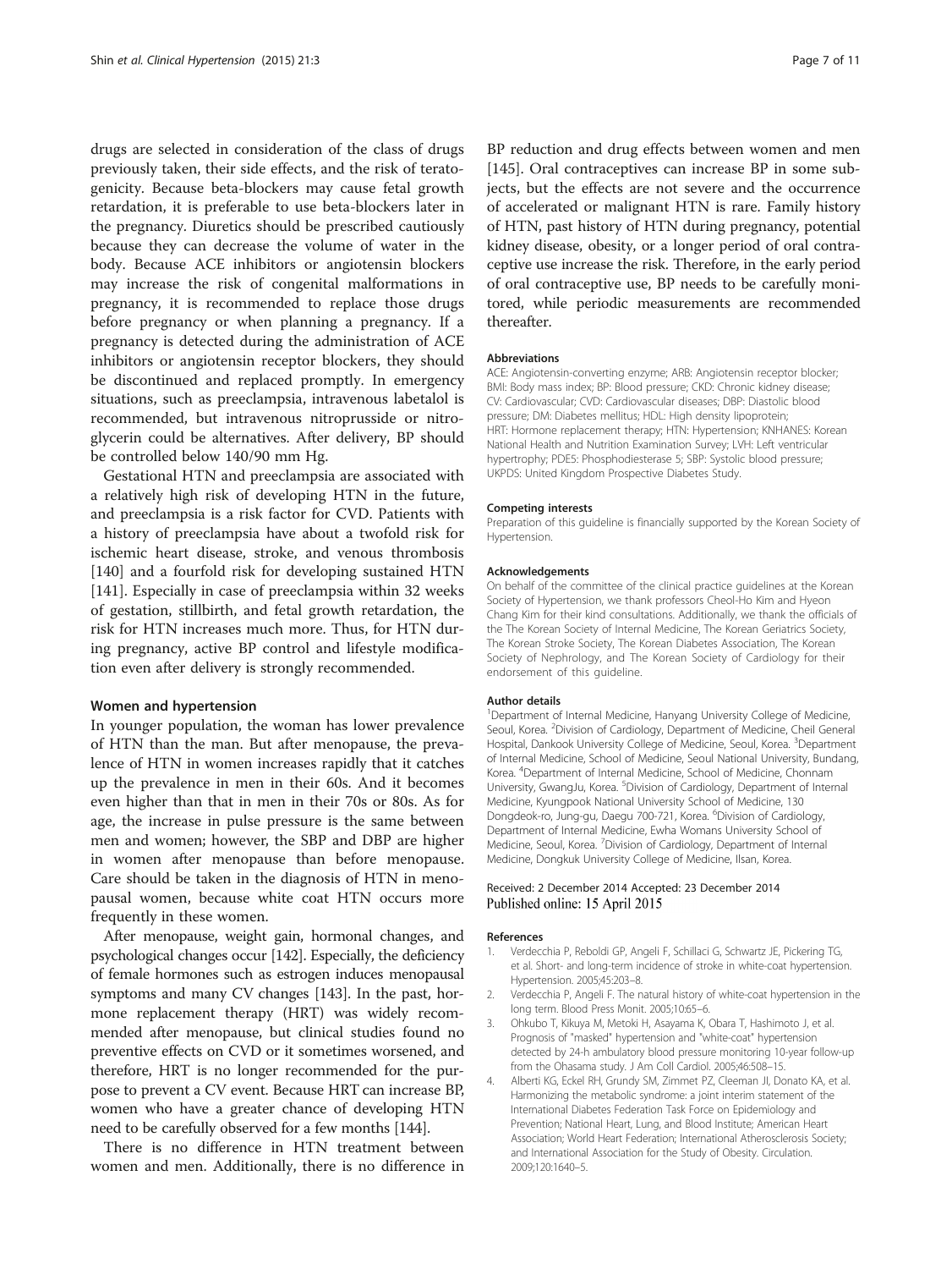drugs are selected in consideration of the class of drugs previously taken, their side effects, and the risk of teratogenicity. Because beta-blockers may cause fetal growth retardation, it is preferable to use beta-blockers later in the pregnancy. Diuretics should be prescribed cautiously because they can decrease the volume of water in the body. Because ACE inhibitors or angiotensin blockers may increase the risk of congenital malformations in pregnancy, it is recommended to replace those drugs before pregnancy or when planning a pregnancy. If a pregnancy is detected during the administration of ACE inhibitors or angiotensin receptor blockers, they should be discontinued and replaced promptly. In emergency situations, such as preeclampsia, intravenous labetalol is recommended, but intravenous nitroprusside or nitroglycerin could be alternatives. After delivery, BP should be controlled below 140/90 mm Hg.

Gestational HTN and preeclampsia are associated with a relatively high risk of developing HTN in the future, and preeclampsia is a risk factor for CVD. Patients with a history of preeclampsia have about a twofold risk for ischemic heart disease, stroke, and venous thrombosis [140] and a fourfold risk for developing sustained HTN [141]. Especially in case of preeclampsia within 32 weeks of gestation, stillbirth, and fetal growth retardation, the risk for HTN increases much more. Thus, for HTN during pregnancy, active BP control and lifestyle modification even after delivery is strongly recommended.

### Women and hypertension

In younger population, the woman has lower prevalence of HTN than the man. But after menopause, the prevalence of HTN in women increases rapidly that it catches up the prevalence in men in their 60s. And it becomes even higher than that in men in their 70s or 80s. As for age, the increase in pulse pressure is the same between men and women; however, the SBP and DBP are higher in women after menopause than before menopause. Care should be taken in the diagnosis of HTN in menopausal women, because white coat HTN occurs more frequently in these women.

After menopause, weight gain, hormonal changes, and psychological changes occur [142]. Especially, the deficiency of female hormones such as estrogen induces menopausal symptoms and many CV changes [143]. In the past, hormone replacement therapy (HRT) was widely recommended after menopause, but clinical studies found no preventive effects on CVD or it sometimes worsened, and therefore, HRT is no longer recommended for the purpose to prevent a CV event. Because HRT can increase BP, women who have a greater chance of developing HTN need to be carefully observed for a few months [144].

There is no difference in HTN treatment between women and men. Additionally, there is no difference in BP reduction and drug effects between women and men [145]. Oral contraceptives can increase BP in some subjects, but the effects are not severe and the occurrence of accelerated or malignant HTN is rare. Family history of HTN, past history of HTN during pregnancy, potential kidney disease, obesity, or a longer period of oral contraceptive use increase the risk. Therefore, in the early period of oral contraceptive use, BP needs to be carefully monitored, while periodic measurements are recommended thereafter.

#### Abbreviations

ACE: Angiotensin-converting enzyme; ARB: Angiotensin receptor blocker; BMI: Body mass index; BP: Blood pressure; CKD: Chronic kidney disease; CV: Cardiovascular; CVD: Cardiovascular diseases; DBP: Diastolic blood pressure; DM: Diabetes mellitus; HDL: High density lipoprotein; HRT: Hormone replacement therapy; HTN: Hypertension; KNHANES: Korean National Health and Nutrition Examination Survey; LVH: Left ventricular hypertrophy; PDE5: Phosphodiesterase 5; SBP: Systolic blood pressure; UKPDS: United Kingdom Prospective Diabetes Study.

#### Competing interests

Preparation of this guideline is financially supported by the Korean Society of Hypertension.

#### Acknowledgements

On behalf of the committee of the clinical practice guidelines at the Korean Society of Hypertension, we thank professors Cheol-Ho Kim and Hyeon Chang Kim for their kind consultations. Additionally, we thank the officials of the The Korean Society of Internal Medicine, The Korean Geriatrics Society, The Korean Stroke Society, The Korean Diabetes Association, The Korean Society of Nephrology, and The Korean Society of Cardiology for their endorsement of this guideline.

#### Author details

[1]Department of Internal Medicine, Hanyang University College of Medicine, Seoul, Korea. [2]Division of Cardiology, Department of Medicine, Cheil General Hospital, Dankook University College of Medicine, Seoul, Korea. [3]Department of Internal Medicine, School of Medicine, Seoul National University, Bundang, Korea. [4]Department of Internal Medicine, School of Medicine, Chonnam University, GwangJu, Korea. [5]Division of Cardiology, Department of Internal Medicine, Kyungpook National University School of Medicine, 130 Dongdeok-ro, Jung-gu, Daegu 700-721, Korea. [6]Division of Cardiology, Department of Internal Medicine, Ewha Womans University School of Medicine, Seoul, Korea. [7]Division of Cardiology, Department of Internal Medicine, Dongkuk University College of Medicine, Ilsan, Korea.

Received: 2 December 2014 Accepted: 23 December 2014
Published online: 15 April 2015

#### References

1. Verdecchia P, Reboldi GP, Angeli F, Schillaci G, Schwartz JE, Pickering TG, et al. Short- and long-term incidence of stroke in white-coat hypertension. Hypertension. 2005;45:203–8.
2. Verdecchia P, Angeli F. The natural history of white-coat hypertension in the long term. Blood Press Monit. 2005;10:65–6.
3. Ohkubo T, Kikuya M, Metoki H, Asayama K, Obara T, Hashimoto J, et al. Prognosis of "masked" hypertension and "white-coat" hypertension detected by 24-h ambulatory blood pressure monitoring 10-year follow-up from the Ohasama study. J Am Coll Cardiol. 2005;46:508–15.
4. Alberti KG, Eckel RH, Grundy SM, Zimmet PZ, Cleeman JI, Donato KA, et al. Harmonizing the metabolic syndrome: a joint interim statement of the International Diabetes Federation Task Force on Epidemiology and Prevention; National Heart, Lung, and Blood Institute; American Heart Association; World Heart Federation; International Atherosclerosis Society; and International Association for the Study of Obesity. Circulation. 2009;120:1640–5.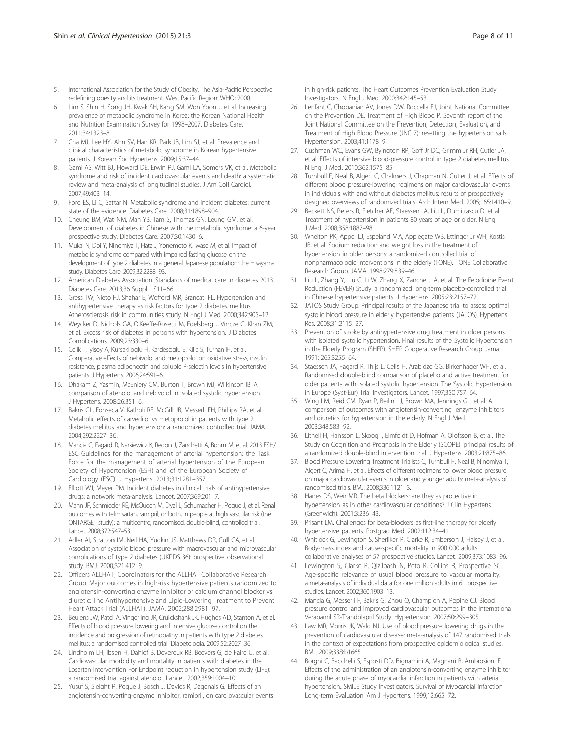5. International Association for the Study of Obesity. The Asia-Pacific Perspective: redefining obesity and its treatment. West Pacific Region: WHO; 2000.
6. Lim S, Shin H, Song JH, Kwak SH, Kang SM, Won Yoon J, et al. Increasing prevalence of metabolic syndrome in Korea: the Korean National Health and Nutrition Examination Survey for 1998–2007. Diabetes Care. 2011;34:1323–8.
7. Cha MJ, Lee HY, Ahn SV, Han KR, Park JB, Lim SJ, et al. Prevalence and clinical characteristics of metabolic syndrome in Korean hypertensive patients. J Korean Soc Hypertens. 2009;15:37–44.
8. Gami AS, Witt BJ, Howard DE, Erwin PJ, Gami LA, Somers VK, et al. Metabolic syndrome and risk of incident cardiovascular events and death: a systematic review and meta-analysis of longitudinal studies. J Am Coll Cardiol. 2007;49:403–14.
9. Ford ES, Li C, Sattar N. Metabolic syndrome and incident diabetes: current state of the evidence. Diabetes Care. 2008;31:1898–904.
10. Cheung BM, Wat NM, Man YB, Tam S, Thomas GN, Leung GM, et al. Development of diabetes in Chinese with the metabolic syndrome: a 6-year prospective study. Diabetes Care. 2007;30:1430–6.
11. Mukai N, Doi Y, Ninomiya T, Hata J, Yonemoto K, Iwase M, et al. Impact of metabolic syndrome compared with impaired fasting glucose on the development of type 2 diabetes in a general Japanese population: the Hisayama study. Diabetes Care. 2009;32:2288–93.
12. American Diabetes Association. Standards of medical care in diabetes 2013. Diabetes Care. 2013;36 Suppl 1:S11–66.
13. Gress TW, Nieto FJ, Shahar E, Wofford MR, Brancati FL. Hypertension and antihypertensive therapy as risk factors for type 2 diabetes mellitus. Atherosclerosis risk in communities study. N Engl J Med. 2000;342:905–12.
14. Weycker D, Nichols GA, O'Keeffe-Rosetti M, Edelsberg J, Vincze G, Khan ZM, et al. Excess risk of diabetes in persons with hypertension. J Diabetes Complications. 2009;23:330–6.
15. Celik T, Iyisoy A, Kursaklioglu H, Kardesoglu E, Kilic S, Turhan H, et al. Comparative effects of nebivolol and metoprolol on oxidative stress, insulin resistance, plasma adiponectin and soluble P-selectin levels in hypertensive patients. J Hypertens. 2006;24:591–6.
16. Dhakam Z, Yasmin, McEniery CM, Burton T, Brown MJ, Wilkinson IB. A comparison of atenolol and nebivolol in isolated systolic hypertension. J Hypertens. 2008;26:351–6.
17. Bakris GL, Fonseca V, Katholi RE, McGill JB, Messerli FH, Phillips RA, et al. Metabolic effects of carvedilol vs metoprolol in patients with type 2 diabetes mellitus and hypertension: a randomized controlled trial. JAMA. 2004;292:2227–36.
18. Mancia G, Fagard R, Narkiewicz K, Redon J, Zanchetti A, Bohm M, et al. 2013 ESH/ESC Guidelines for the management of arterial hypertension: the Task Force for the management of arterial hypertension of the European Society of Hypertension (ESH) and of the European Society of Cardiology (ESC). J Hypertens. 2013;31:1281–357.
19. Elliott WJ, Meyer PM. Incident diabetes in clinical trials of antihypertensive drugs: a network meta-analysis. Lancet. 2007;369:201–7.
20. Mann JF, Schmieder RE, McQueen M, Dyal L, Schumacher H, Pogue J, et al. Renal outcomes with telmisartan, ramipril, or both, in people at high vascular risk (the ONTARGET study): a multicentre, randomised, double-blind, controlled trial. Lancet. 2008;372:547–53.
21. Adler AI, Stratton IM, Neil HA, Yudkin JS, Matthews DR, Cull CA, et al. Association of systolic blood pressure with macrovascular and microvascular complications of type 2 diabetes (UKPDS 36): prospective observational study. BMJ. 2000;321:412–9.
22. Officers ALLHAT, Coordinators for the ALLHAT Collaborative Research Group. Major outcomes in high-risk hypertensive patients randomized to angiotensin-converting enzyme inhibitor or calcium channel blocker vs diuretic: The Antihypertensive and Lipid-Lowering Treatment to Prevent Heart Attack Trial (ALLHAT). JAMA. 2002;288:2981–97.
23. Beulens JW, Patel A, Vingerling JR, Cruickshank JK, Hughes AD, Stanton A, et al. Effects of blood pressure lowering and intensive glucose control on the incidence and progression of retinopathy in patients with type 2 diabetes mellitus: a randomised controlled trial. Diabetologia. 2009;52:2027–36.
24. Lindholm LH, Ibsen H, Dahlof B, Devereux RB, Beevers G, de Faire U, et al. Cardiovascular morbidity and mortality in patients with diabetes in the Losartan Intervention For Endpoint reduction in hypertension study (LIFE): a randomised trial against atenolol. Lancet. 2002;359:1004–10.
25. Yusuf S, Sleight P, Pogue J, Bosch J, Davies R, Dagenais G. Effects of an angiotensin-converting-enzyme inhibitor, ramipril, on cardiovascular events in high-risk patients. The Heart Outcomes Prevention Evaluation Study Investigators. N Engl J Med. 2000;342:145–53.
26. Lenfant C, Chobanian AV, Jones DW, Roccella EJ, Joint National Committee on the Prevention DE, Treatment of High Blood P. Seventh report of the Joint National Committee on the Prevention, Detection, Evaluation, and Treatment of High Blood Pressure (JNC 7): resetting the hypertension sails. Hypertension. 2003;41:1178–9.
27. Cushman WC, Evans GW, Byington RP, Goff Jr DC, Grimm Jr RH, Cutler JA, et al. Effects of intensive blood-pressure control in type 2 diabetes mellitus. N Engl J Med. 2010;362:1575–85.
28. Turnbull F, Neal B, Algert C, Chalmers J, Chapman N, Cutler J, et al. Effects of different blood pressure-lowering regimens on major cardiovascular events in individuals with and without diabetes mellitus: results of prospectively designed overviews of randomized trials. Arch Intern Med. 2005;165:1410–9.
29. Beckett NS, Peters R, Fletcher AE, Staessen JA, Liu L, Dumitrascu D, et al. Treatment of hypertension in patients 80 years of age or older. N Engl J Med. 2008;358:1887–98.
30. Whelton PK, Appel LJ, Espeland MA, Applegate WB, Ettinger Jr WH, Kostis JB, et al. Sodium reduction and weight loss in the treatment of hypertension in older persons: a randomized controlled trial of nonpharmacologic interventions in the elderly (TONE). TONE Collaborative Research Group. JAMA. 1998;279:839–46.
31. Liu L, Zhang Y, Liu G, Li W, Zhang X, Zanchetti A, et al. The Felodipine Event Reduction (FEVER) Study: a randomized long-term placebo-controlled trial in Chinese hypertensive patients. J Hypertens. 2005;23:2157–72.
32. JATOS Study Group. Principal results of the Japanese trial to assess optimal systolic blood pressure in elderly hypertensive patients (JATOS). Hypertens Res. 2008;31:2115–27.
33. Prevention of stroke by antihypertensive drug treatment in older persons with isolated systolic hypertension. Final results of the Systolic Hypertension in the Elderly Program (SHEP). SHEP Cooperative Research Group. Jama 1991; 265:3255–64.
34. Staessen JA, Fagard R, Thijs L, Celis H, Arabidze GG, Birkenhager WH, et al. Randomised double-blind comparison of placebo and active treatment for older patients with isolated systolic hypertension. The Systolic Hypertension in Europe (Syst-Eur) Trial Investigators. Lancet. 1997;350:757–64.
35. Wing LM, Reid CM, Ryan P, Beilin LJ, Brown MA, Jennings GL, et al. A comparison of outcomes with angiotensin-converting–enzyme inhibitors and diuretics for hypertension in the elderly. N Engl J Med. 2003;348:583–92.
36. Lithell H, Hansson L, Skoog I, Elmfeldt D, Hofman A, Olofsson B, et al. The Study on Cognition and Prognosis in the Elderly (SCOPE): principal results of a randomized double-blind intervention trial. J Hypertens. 2003;21:875–86.
37. Blood Pressure Lowering Treatment Trialists C, Turnbull F, Neal B, Ninomiya T, Algert C, Arima H, et al. Effects of different regimens to lower blood pressure on major cardiovascular events in older and younger adults: meta-analysis of randomised trials. BMJ. 2008;336:1121–3.
38. Hanes DS, Weir MR. The beta blockers: are they as protective in hypertension as in other cardiovascular conditions? J Clin Hypertens (Greenwich). 2001;3:236–43.
39. Prisant LM. Challenges for beta-blockers as first-line therapy for elderly hypertensive patients. Postgrad Med. 2002;112:34–41.
40. Whitlock G, Lewington S, Sherliker P, Clarke R, Emberson J, Halsey J, et al. Body-mass index and cause-specific mortality in 900 000 adults: collaborative analyses of 57 prospective studies. Lancet. 2009;373:1083–96.
41. Lewington S, Clarke R, Qizilbash N, Peto R, Collins R, Prospective SC. Age-specific relevance of usual blood pressure to vascular mortality: a meta-analysis of individual data for one million adults in 61 prospective studies. Lancet. 2002;360:1903–13.
42. Mancia G, Messerli F, Bakris G, Zhou Q, Champion A, Pepine CJ. Blood pressure control and improved cardiovascular outcomes in the International Verapamil SR-Trandolapril Study. Hypertension. 2007;50:299–305.
43. Law MR, Morris JK, Wald NJ. Use of blood pressure lowering drugs in the prevention of cardiovascular disease: meta-analysis of 147 randomised trials in the context of expectations from prospective epidemiological studies. BMJ. 2009;338:b1665.
44. Borghi C, Bacchelli S, Esposti DD, Bignamini A, Magnani B, Ambrosioni E. Effects of the administration of an angiotensin-converting enzyme inhibitor during the acute phase of myocardial infarction in patients with arterial hypertension. SMILE Study Investigators. Survival of Myocardial Infarction Long-term Evaluation. Am J Hypertens. 1999;12:665–72.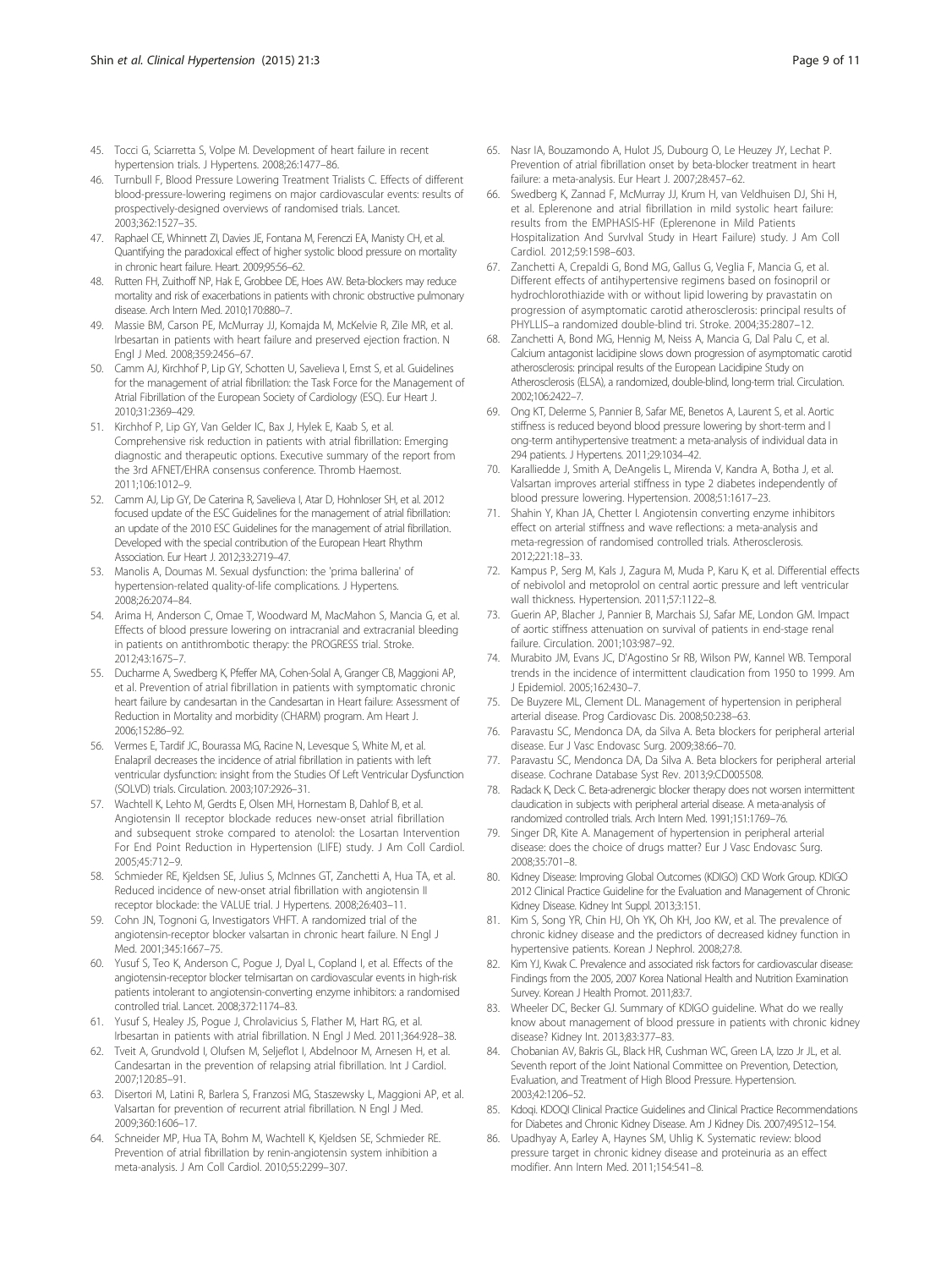45. Tocci G, Sciarretta S, Volpe M. Development of heart failure in recent hypertension trials. J Hypertens. 2008;26:1477–86.
46. Turnbull F, Blood Pressure Lowering Treatment Trialists C. Effects of different blood-pressure-lowering regimens on major cardiovascular events: results of prospectively-designed overviews of randomised trials. Lancet. 2003;362:1527–35.
47. Raphael CE, Whinnett ZI, Davies JE, Fontana M, Ferenczi EA, Manisty CH, et al. Quantifying the paradoxical effect of higher systolic blood pressure on mortality in chronic heart failure. Heart. 2009;95:56–62.
48. Rutten FH, Zuithoff NP, Hak E, Grobbee DE, Hoes AW. Beta-blockers may reduce mortality and risk of exacerbations in patients with chronic obstructive pulmonary disease. Arch Intern Med. 2010;170:880–7.
49. Massie BM, Carson PE, McMurray JJ, Komajda M, McKelvie R, Zile MR, et al. Irbesartan in patients with heart failure and preserved ejection fraction. N Engl J Med. 2008;359:2456–67.
50. Camm AJ, Kirchhof P, Lip GY, Schotten U, Savelieva I, Ernst S, et al. Guidelines for the management of atrial fibrillation: the Task Force for the Management of Atrial Fibrillation of the European Society of Cardiology (ESC). Eur Heart J. 2010;31:2369–429.
51. Kirchhof P, Lip GY, Van Gelder IC, Bax J, Hylek E, Kaab S, et al. Comprehensive risk reduction in patients with atrial fibrillation: Emerging diagnostic and therapeutic options. Executive summary of the report from the 3rd AFNET/EHRA consensus conference. Thromb Haemost. 2011;106:1012–9.
52. Camm AJ, Lip GY, De Caterina R, Savelieva I, Atar D, Hohnloser SH, et al. 2012 focused update of the ESC Guidelines for the management of atrial fibrillation: an update of the 2010 ESC Guidelines for the management of atrial fibrillation. Developed with the special contribution of the European Heart Rhythm Association. Eur Heart J. 2012;33:2719–47.
53. Manolis A, Doumas M. Sexual dysfunction: the 'prima ballerina' of hypertension-related quality-of-life complications. J Hypertens. 2008;26:2074–84.
54. Arima H, Anderson C, Omae T, Woodward M, MacMahon S, Mancia G, et al. Effects of blood pressure lowering on intracranial and extracranial bleeding in patients on antithrombotic therapy: the PROGRESS trial. Stroke. 2012;43:1675–7.
55. Ducharme A, Swedberg K, Pfeffer MA, Cohen-Solal A, Granger CB, Maggioni AP, et al. Prevention of atrial fibrillation in patients with symptomatic chronic heart failure by candesartan in the Candesartan in Heart failure: Assessment of Reduction in Mortality and morbidity (CHARM) program. Am Heart J. 2006;152:86–92.
56. Vermes E, Tardif JC, Bourassa MG, Racine N, Levesque S, White M, et al. Enalapril decreases the incidence of atrial fibrillation in patients with left ventricular dysfunction: insight from the Studies Of Left Ventricular Dysfunction (SOLVD) trials. Circulation. 2003;107:2926–31.
57. Wachtell K, Lehto M, Gerdts E, Olsen MH, Hornestam B, Dahlof B, et al. Angiotensin II receptor blockade reduces new-onset atrial fibrillation and subsequent stroke compared to atenolol: the Losartan Intervention For End Point Reduction in Hypertension (LIFE) study. J Am Coll Cardiol. 2005;45:712–9.
58. Schmieder RE, Kjeldsen SE, Julius S, McInnes GT, Zanchetti A, Hua TA, et al. Reduced incidence of new-onset atrial fibrillation with angiotensin II receptor blockade: the VALUE trial. J Hypertens. 2008;26:403–11.
59. Cohn JN, Tognoni G, Investigators VHFT. A randomized trial of the angiotensin-receptor blocker valsartan in chronic heart failure. N Engl J Med. 2001;345:1667–75.
60. Yusuf S, Teo K, Anderson C, Pogue J, Dyal L, Copland I, et al. Effects of the angiotensin-receptor blocker telmisartan on cardiovascular events in high-risk patients intolerant to angiotensin-converting enzyme inhibitors: a randomised controlled trial. Lancet. 2008;372:1174–83.
61. Yusuf S, Healey JS, Pogue J, Chrolavicius S, Flather M, Hart RG, et al. Irbesartan in patients with atrial fibrillation. N Engl J Med. 2011;364:928–38.
62. Tveit A, Grundvold I, Olufsen M, Seljeflot I, Abdelnoor M, Arnesen H, et al. Candesartan in the prevention of relapsing atrial fibrillation. Int J Cardiol. 2007;120:85–91.
63. Disertori M, Latini R, Barlera S, Franzosi MG, Staszewsky L, Maggioni AP, et al. Valsartan for prevention of recurrent atrial fibrillation. N Engl J Med. 2009;360:1606–17.
64. Schneider MP, Hua TA, Bohm M, Wachtell K, Kjeldsen SE, Schmieder RE. Prevention of atrial fibrillation by renin-angiotensin system inhibition a meta-analysis. J Am Coll Cardiol. 2010;55:2299–307.
65. Nasr IA, Bouzamondo A, Hulot JS, Dubourg O, Le Heuzey JY, Lechat P. Prevention of atrial fibrillation onset by beta-blocker treatment in heart failure: a meta-analysis. Eur Heart J. 2007;28:457–62.
66. Swedberg K, Zannad F, McMurray JJ, Krum H, van Veldhuisen DJ, Shi H, et al. Eplerenone and atrial fibrillation in mild systolic heart failure: results from the EMPHASIS-HF (Eplerenone in Mild Patients Hospitalization And SurvIval Study in Heart Failure) study. J Am Coll Cardiol. 2012;59:1598–603.
67. Zanchetti A, Crepaldi G, Bond MG, Gallus G, Veglia F, Mancia G, et al. Different effects of antihypertensive regimens based on fosinopril or hydrochlorothiazide with or without lipid lowering by pravastatin on progression of asymptomatic carotid atherosclerosis: principal results of PHYLLIS–a randomized double-blind tri. Stroke. 2004;35:2807–12.
68. Zanchetti A, Bond MG, Hennig M, Neiss A, Mancia G, Dal Palu C, et al. Calcium antagonist lacidipine slows down progression of asymptomatic carotid atherosclerosis: principal results of the European Lacidipine Study on Atherosclerosis (ELSA), a randomized, double-blind, long-term trial. Circulation. 2002;106:2422–7.
69. Ong KT, Delerme S, Pannier B, Safar ME, Benetos A, Laurent S, et al. Aortic stiffness is reduced beyond blood pressure lowering by short-term and l ong-term antihypertensive treatment: a meta-analysis of individual data in 294 patients. J Hypertens. 2011;29:1034–42.
70. Karalliedde J, Smith A, DeAngelis L, Mirenda V, Kandra A, Botha J, et al. Valsartan improves arterial stiffness in type 2 diabetes independently of blood pressure lowering. Hypertension. 2008;51:1617–23.
71. Shahin Y, Khan JA, Chetter I. Angiotensin converting enzyme inhibitors effect on arterial stiffness and wave reflections: a meta-analysis and meta-regression of randomised controlled trials. Atherosclerosis. 2012;221:18–33.
72. Kampus P, Serg M, Kals J, Zagura M, Muda P, Karu K, et al. Differential effects of nebivolol and metoprolol on central aortic pressure and left ventricular wall thickness. Hypertension. 2011;57:1122–8.
73. Guerin AP, Blacher J, Pannier B, Marchais SJ, Safar ME, London GM. Impact of aortic stiffness attenuation on survival of patients in end-stage renal failure. Circulation. 2001;103:987–92.
74. Murabito JM, Evans JC, D'Agostino Sr RB, Wilson PW, Kannel WB. Temporal trends in the incidence of intermittent claudication from 1950 to 1999. Am J Epidemiol. 2005;162:430–7.
75. De Buyzere ML, Clement DL. Management of hypertension in peripheral arterial disease. Prog Cardiovasc Dis. 2008;50:238–63.
76. Paravastu SC, Mendonca DA, da Silva A. Beta blockers for peripheral arterial disease. Eur J Vasc Endovasc Surg. 2009;38:66–70.
77. Paravastu SC, Mendonca DA, Da Silva A. Beta blockers for peripheral arterial disease. Cochrane Database Syst Rev. 2013;9:CD005508.
78. Radack K, Deck C. Beta-adrenergic blocker therapy does not worsen intermittent claudication in subjects with peripheral arterial disease. A meta-analysis of randomized controlled trials. Arch Intern Med. 1991;151:1769–76.
79. Singer DR, Kite A. Management of hypertension in peripheral arterial disease: does the choice of drugs matter? Eur J Vasc Endovasc Surg. 2008;35:701–8.
80. Kidney Disease: Improving Global Outcomes (KDIGO) CKD Work Group. KDIGO 2012 Clinical Practice Guideline for the Evaluation and Management of Chronic Kidney Disease. Kidney Int Suppl. 2013;3:151.
81. Kim S, Song YR, Chin HJ, Oh YK, Oh KH, Joo KW, et al. The prevalence of chronic kidney disease and the predictors of decreased kidney function in hypertensive patients. Korean J Nephrol. 2008;27:8.
82. Kim YJ, Kwak C. Prevalence and associated risk factors for cardiovascular disease: Findings from the 2005, 2007 Korea National Health and Nutrition Examination Survey. Korean J Health Promot. 2011;83:7.
83. Wheeler DC, Becker GJ. Summary of KDIGO guideline. What do we really know about management of blood pressure in patients with chronic kidney disease? Kidney Int. 2013;83:377–83.
84. Chobanian AV, Bakris GL, Black HR, Cushman WC, Green LA, Izzo Jr JL, et al. Seventh report of the Joint National Committee on Prevention, Detection, Evaluation, and Treatment of High Blood Pressure. Hypertension. 2003;42:1206–52.
85. Kdoqi. KDOQI Clinical Practice Guidelines and Clinical Practice Recommendations for Diabetes and Chronic Kidney Disease. Am J Kidney Dis. 2007;49:S12–154.
86. Upadhyay A, Earley A, Haynes SM, Uhlig K. Systematic review: blood pressure target in chronic kidney disease and proteinuria as an effect modifier. Ann Intern Med. 2011;154:541–8.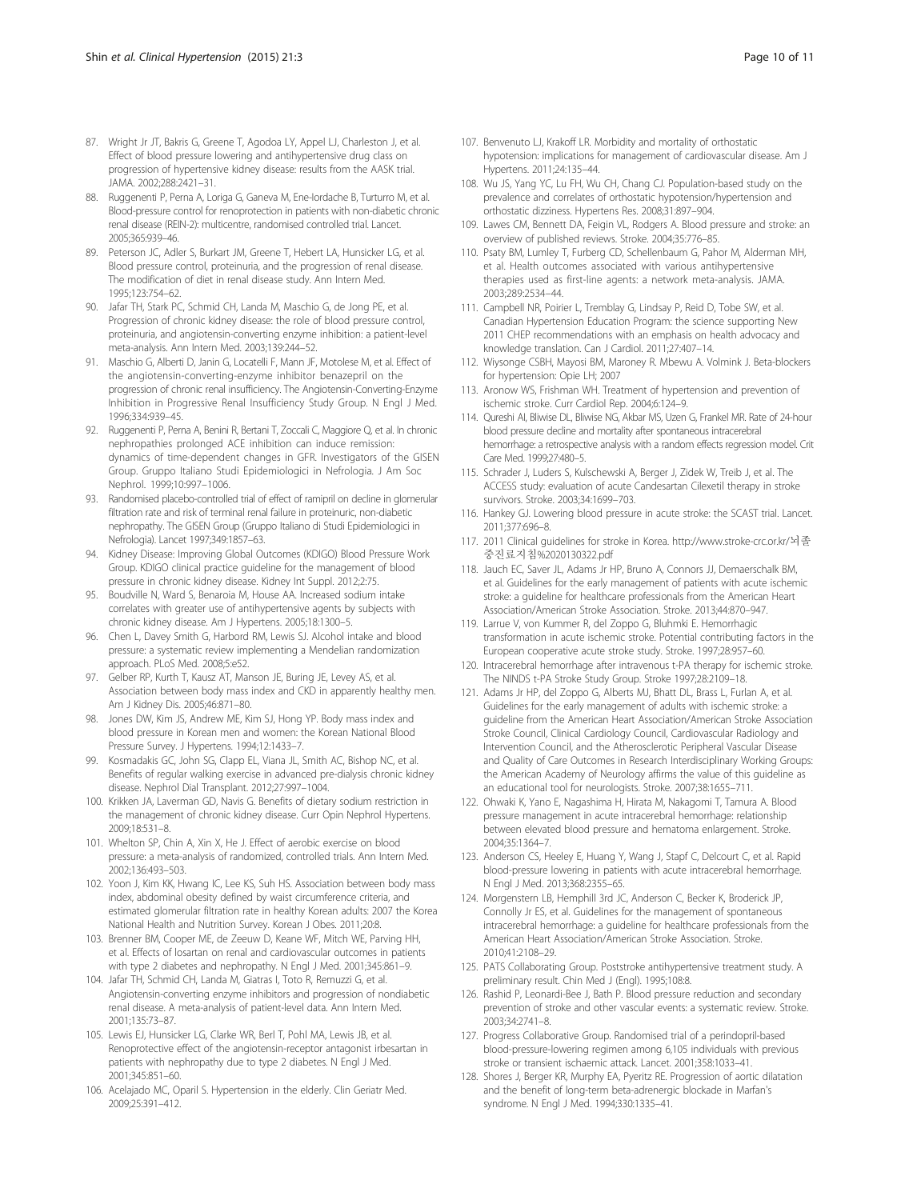87. Wright Jr JT, Bakris G, Greene T, Agodoa LY, Appel LJ, Charleston J, et al. Effect of blood pressure lowering and antihypertensive drug class on progression of hypertensive kidney disease: results from the AASK trial. JAMA. 2002;288:2421–31.
88. Ruggenenti P, Perna A, Loriga G, Ganeva M, Ene-Iordache B, Turturro M, et al. Blood-pressure control for renoprotection in patients with non-diabetic chronic renal disease (REIN-2): multicentre, randomised controlled trial. Lancet. 2005;365:939–46.
89. Peterson JC, Adler S, Burkart JM, Greene T, Hebert LA, Hunsicker LG, et al. Blood pressure control, proteinuria, and the progression of renal disease. The modification of diet in renal disease study. Ann Intern Med. 1995;123:754–62.
90. Jafar TH, Stark PC, Schmid CH, Landa M, Maschio G, de Jong PE, et al. Progression of chronic kidney disease: the role of blood pressure control, proteinuria, and angiotensin-converting enzyme inhibition: a patient-level meta-analysis. Ann Intern Med. 2003;139:244–52.
91. Maschio G, Alberti D, Janin G, Locatelli F, Mann JF, Motolese M, et al. Effect of the angiotensin-converting-enzyme inhibitor benazepril on the progression of chronic renal insufficiency. The Angiotensin-Converting-Enzyme Inhibition in Progressive Renal Insufficiency Study Group. N Engl J Med. 1996;334:939–45.
92. Ruggenenti P, Perna A, Benini R, Bertani T, Zoccali C, Maggiore Q, et al. In chronic nephropathies prolonged ACE inhibition can induce remission: dynamics of time-dependent changes in GFR. Investigators of the GISEN Group. Gruppo Italiano Studi Epidemiologici in Nefrologia. J Am Soc Nephrol. 1999;10:997–1006.
93. Randomised placebo-controlled trial of effect of ramipril on decline in glomerular filtration rate and risk of terminal renal failure in proteinuric, non-diabetic nephropathy. The GISEN Group (Gruppo Italiano di Studi Epidemiologici in Nefrologia). Lancet 1997;349:1857–63.
94. Kidney Disease: Improving Global Outcomes (KDIGO) Blood Pressure Work Group. KDIGO clinical practice guideline for the management of blood pressure in chronic kidney disease. Kidney Int Suppl. 2012;2:75.
95. Boudville N, Ward S, Benaroia M, House AA. Increased sodium intake correlates with greater use of antihypertensive agents by subjects with chronic kidney disease. Am J Hypertens. 2005;18:1300–5.
96. Chen L, Davey Smith G, Harbord RM, Lewis SJ. Alcohol intake and blood pressure: a systematic review implementing a Mendelian randomization approach. PLoS Med. 2008;5:e52.
97. Gelber RP, Kurth T, Kausz AT, Manson JE, Buring JE, Levey AS, et al. Association between body mass index and CKD in apparently healthy men. Am J Kidney Dis. 2005;46:871–80.
98. Jones DW, Kim JS, Andrew ME, Kim SJ, Hong YP. Body mass index and blood pressure in Korean men and women: the Korean National Blood Pressure Survey. J Hypertens. 1994;12:1433–7.
99. Kosmadakis GC, John SG, Clapp EL, Viana JL, Smith AC, Bishop NC, et al. Benefits of regular walking exercise in advanced pre-dialysis chronic kidney disease. Nephrol Dial Transplant. 2012;27:997–1004.
100. Krikken JA, Laverman GD, Navis G. Benefits of dietary sodium restriction in the management of chronic kidney disease. Curr Opin Nephrol Hypertens. 2009;18:531–8.
101. Whelton SP, Chin A, Xin X, He J. Effect of aerobic exercise on blood pressure: a meta-analysis of randomized, controlled trials. Ann Intern Med. 2002;136:493–503.
102. Yoon J, Kim KK, Hwang IC, Lee KS, Suh HS. Association between body mass index, abdominal obesity defined by waist circumference criteria, and estimated glomerular filtration rate in healthy Korean adults: 2007 the Korea National Health and Nutrition Survey. Korean J Obes. 2011;20:8.
103. Brenner BM, Cooper ME, de Zeeuw D, Keane WF, Mitch WE, Parving HH, et al. Effects of losartan on renal and cardiovascular outcomes in patients with type 2 diabetes and nephropathy. N Engl J Med. 2001;345:861–9.
104. Jafar TH, Schmid CH, Landa M, Giatras I, Toto R, Remuzzi G, et al. Angiotensin-converting enzyme inhibitors and progression of nondiabetic renal disease. A meta-analysis of patient-level data. Ann Intern Med. 2001;135:73–87.
105. Lewis EJ, Hunsicker LG, Clarke WR, Berl T, Pohl MA, Lewis JB, et al. Renoprotective effect of the angiotensin-receptor antagonist irbesartan in patients with nephropathy due to type 2 diabetes. N Engl J Med. 2001;345:851–60.
106. Acelajado MC, Oparil S. Hypertension in the elderly. Clin Geriatr Med. 2009;25:391–412.
107. Benvenuto LJ, Krakoff LR. Morbidity and mortality of orthostatic hypotension: implications for management of cardiovascular disease. Am J Hypertens. 2011;24:135–44.
108. Wu JS, Yang YC, Lu FH, Wu CH, Chang CJ. Population-based study on the prevalence and correlates of orthostatic hypotension/hypertension and orthostatic dizziness. Hypertens Res. 2008;31:897–904.
109. Lawes CM, Bennett DA, Feigin VL, Rodgers A. Blood pressure and stroke: an overview of published reviews. Stroke. 2004;35:776–85.
110. Psaty BM, Lumley T, Furberg CD, Schellenbaum G, Pahor M, Alderman MH, et al. Health outcomes associated with various antihypertensive therapies used as first-line agents: a network meta-analysis. JAMA. 2003;289:2534–44.
111. Campbell NR, Poirier L, Tremblay G, Lindsay P, Reid D, Tobe SW, et al. Canadian Hypertension Education Program: the science supporting New 2011 CHEP recommendations with an emphasis on health advocacy and knowledge translation. Can J Cardiol. 2011;27:407–14.
112. Wiysonge CSBH, Mayosi BM, Maroney R. Mbewu A. Volmink J. Beta-blockers for hypertension: Opie LH; 2007
113. Aronow WS, Frishman WH. Treatment of hypertension and prevention of ischemic stroke. Curr Cardiol Rep. 2004;6:124–9.
114. Qureshi AI, Bliwise DL, Bliwise NG, Akbar MS, Uzen G, Frankel MR. Rate of 24-hour blood pressure decline and mortality after spontaneous intracerebral hemorrhage: a retrospective analysis with a random effects regression model. Crit Care Med. 1999;27:480–5.
115. Schrader J, Luders S, Kulschewski A, Berger J, Zidek W, Treib J, et al. The ACCESS study: evaluation of acute Candesartan Cilexetil therapy in stroke survivors. Stroke. 2003;34:1699–703.
116. Hankey GJ. Lowering blood pressure in acute stroke: the SCAST trial. Lancet. 2011;377:696–8.
117. 2011 Clinical guidelines for stroke in Korea. http://www.stroke-crc.or.kr/뇌졸중진료지침%2020130322.pdf
118. Jauch EC, Saver JL, Adams Jr HP, Bruno A, Connors JJ, Demaerschalk BM, et al. Guidelines for the early management of patients with acute ischemic stroke: a guideline for healthcare professionals from the American Heart Association/American Stroke Association. Stroke. 2013;44:870–947.
119. Larrue V, von Kummer R, del Zoppo G, Bluhmki E. Hemorrhagic transformation in acute ischemic stroke. Potential contributing factors in the European cooperative acute stroke study. Stroke. 1997;28:957–60.
120. Intracerebral hemorrhage after intravenous t-PA therapy for ischemic stroke. The NINDS t-PA Stroke Study Group. Stroke 1997;28:2109–18.
121. Adams Jr HP, del Zoppo G, Alberts MJ, Bhatt DL, Brass L, Furlan A, et al. Guidelines for the early management of adults with ischemic stroke: a guideline from the American Heart Association/American Stroke Association Stroke Council, Clinical Cardiology Council, Cardiovascular Radiology and Intervention Council, and the Atherosclerotic Peripheral Vascular Disease and Quality of Care Outcomes in Research Interdisciplinary Working Groups: the American Academy of Neurology affirms the value of this guideline as an educational tool for neurologists. Stroke. 2007;38:1655–711.
122. Ohwaki K, Yano E, Nagashima H, Hirata M, Nakagomi T, Tamura A. Blood pressure management in acute intracerebral hemorrhage: relationship between elevated blood pressure and hematoma enlargement. Stroke. 2004;35:1364–7.
123. Anderson CS, Heeley E, Huang Y, Wang J, Stapf C, Delcourt C, et al. Rapid blood-pressure lowering in patients with acute intracerebral hemorrhage. N Engl J Med. 2013;368:2355–65.
124. Morgenstern LB, Hemphill 3rd JC, Anderson C, Becker K, Broderick JP, Connolly Jr ES, et al. Guidelines for the management of spontaneous intracerebral hemorrhage: a guideline for healthcare professionals from the American Heart Association/American Stroke Association. Stroke. 2010;41:2108–29.
125. PATS Collaborating Group. Poststroke antihypertensive treatment study. A preliminary result. Chin Med J (Engl). 1995;108:8.
126. Rashid P, Leonardi-Bee J, Bath P. Blood pressure reduction and secondary prevention of stroke and other vascular events: a systematic review. Stroke. 2003;34:2741–8.
127. Progress Collaborative Group. Randomised trial of a perindopril-based blood-pressure-lowering regimen among 6,105 individuals with previous stroke or transient ischaemic attack. Lancet. 2001;358:1033–41.
128. Shores J, Berger KR, Murphy EA, Pyeritz RE. Progression of aortic dilatation and the benefit of long-term beta-adrenergic blockade in Marfan's syndrome. N Engl J Med. 1994;330:1335–41.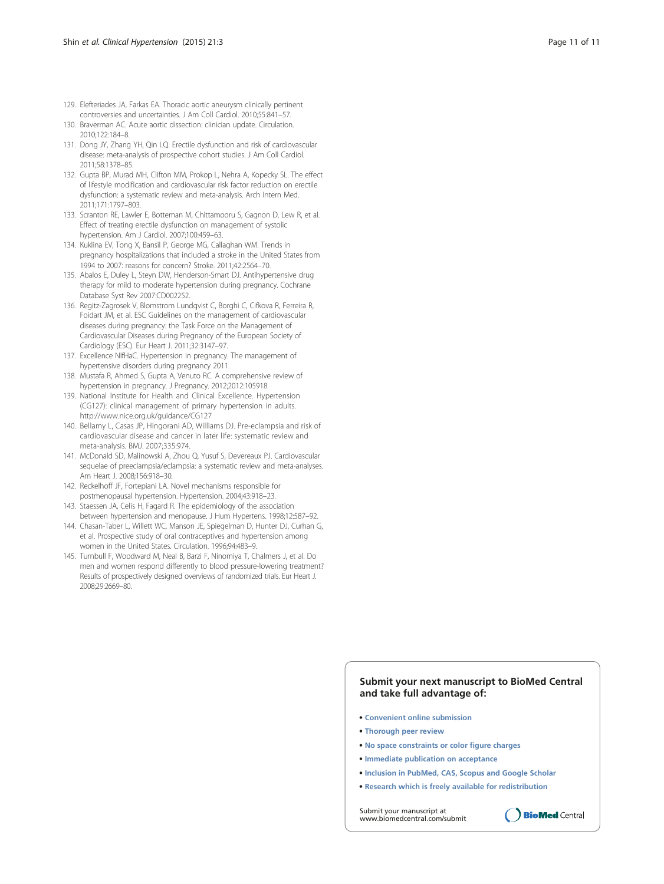129. Elefteriades JA, Farkas EA. Thoracic aortic aneurysm clinically pertinent controversies and uncertainties. J Am Coll Cardiol. 2010;55:841–57.
130. Braverman AC. Acute aortic dissection: clinician update. Circulation. 2010;122:184–8.
131. Dong JY, Zhang YH, Qin LQ. Erectile dysfunction and risk of cardiovascular disease: meta-analysis of prospective cohort studies. J Am Coll Cardiol. 2011;58:1378–85.
132. Gupta BP, Murad MH, Clifton MM, Prokop L, Nehra A, Kopecky SL. The effect of lifestyle modification and cardiovascular risk factor reduction on erectile dysfunction: a systematic review and meta-analysis. Arch Intern Med. 2011;171:1797–803.
133. Scranton RE, Lawler E, Botteman M, Chittamooru S, Gagnon D, Lew R, et al. Effect of treating erectile dysfunction on management of systolic hypertension. Am J Cardiol. 2007;100:459–63.
134. Kuklina EV, Tong X, Bansil P, George MG, Callaghan WM. Trends in pregnancy hospitalizations that included a stroke in the United States from 1994 to 2007: reasons for concern? Stroke. 2011;42:2564–70.
135. Abalos E, Duley L, Steyn DW, Henderson-Smart DJ. Antihypertensive drug therapy for mild to moderate hypertension during pregnancy. Cochrane Database Syst Rev 2007:CD002252.
136. Regitz-Zagrosek V, Blomstrom Lundqvist C, Borghi C, Cifkova R, Ferreira R, Foidart JM, et al. ESC Guidelines on the management of cardiovascular diseases during pregnancy: the Task Force on the Management of Cardiovascular Diseases during Pregnancy of the European Society of Cardiology (ESC). Eur Heart J. 2011;32:3147–97.
137. Excellence NIfHaC. Hypertension in pregnancy. The management of hypertensive disorders during pregnancy 2011.
138. Mustafa R, Ahmed S, Gupta A, Venuto RC. A comprehensive review of hypertension in pregnancy. J Pregnancy. 2012;2012:105918.
139. National Institute for Health and Clinical Excellence. Hypertension (CG127): clinical management of primary hypertension in adults. http://www.nice.org.uk/guidance/CG127
140. Bellamy L, Casas JP, Hingorani AD, Williams DJ. Pre-eclampsia and risk of cardiovascular disease and cancer in later life: systematic review and meta-analysis. BMJ. 2007;335:974.
141. McDonald SD, Malinowski A, Zhou Q, Yusuf S, Devereaux PJ. Cardiovascular sequelae of preeclampsia/eclampsia: a systematic review and meta-analyses. Am Heart J. 2008;156:918–30.
142. Reckelhoff JF, Fortepiani LA. Novel mechanisms responsible for postmenopausal hypertension. Hypertension. 2004;43:918–23.
143. Staessen JA, Celis H, Fagard R. The epidemiology of the association between hypertension and menopause. J Hum Hypertens. 1998;12:587–92.
144. Chasan-Taber L, Willett WC, Manson JE, Spiegelman D, Hunter DJ, Curhan G, et al. Prospective study of oral contraceptives and hypertension among women in the United States. Circulation. 1996;94:483–9.
145. Turnbull F, Woodward M, Neal B, Barzi F, Ninomiya T, Chalmers J, et al. Do men and women respond differently to blood pressure-lowering treatment? Results of prospectively designed overviews of randomized trials. Eur Heart J. 2008;29:2669–80.

**Submit your next manuscript to BioMed Central and take full advantage of:**

- **Convenient online submission**
- **Thorough peer review**
- **No space constraints or color figure charges**
- **Immediate publication on acceptance**
- **Inclusion in PubMed, CAS, Scopus and Google Scholar**
- **Research which is freely available for redistribution**

Submit your manuscript at
www.biomedcentral.com/submit

BioMed Central